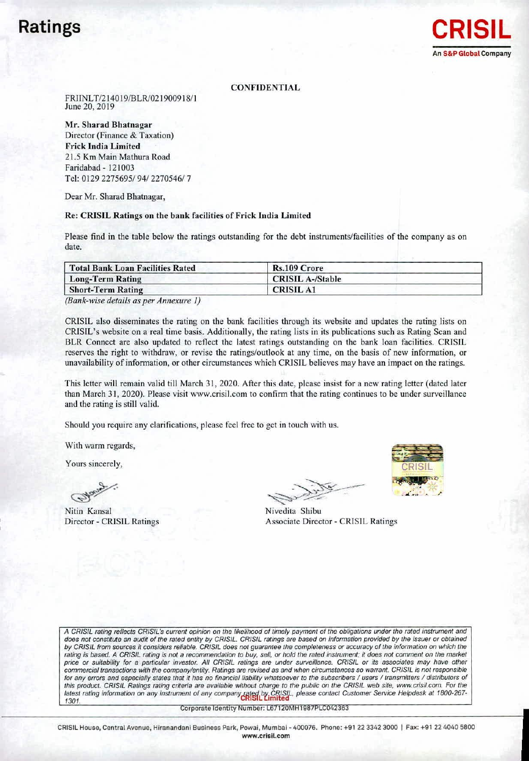**CONFIDENTIAL**

FRIINLT/214019/BLR/021900918/1
June 20, 2019

**Mr. Sharad Bhatnagar**
Director (Finance & Taxation)
**Frick India Limited**
21.5 Km Main Mathura Road
Faridabad - 121003
Tel: 0129 2275695/ 94/ 2270546/ 7

Dear Mr. Sharad Bhatnagar,

**Re: CRISIL Ratings on the bank facilities of Frick India Limited**

Please find in the table below the ratings outstanding for the debt instruments/facilities of the company as on date.

| **Total Bank Loan Facilities Rated** | **Rs.109 Crore** |
|---|---|
| **Long-Term Rating** | **CRISIL A-/Stable** |
| **Short-Term Rating** | **CRISIL A1** |

*(Bank-wise details as per Annexure 1)*

CRISIL also disseminates the rating on the bank facilities through its website and updates the rating lists on CRISIL's website on a real time basis. Additionally, the rating lists in its publications such as Rating Scan and BLR Connect are also updated to reflect the latest ratings outstanding on the bank loan facilities. CRISIL reserves the right to withdraw, or revise the ratings/outlook at any time, on the basis of new information, or unavailability of information, or other circumstances which CRISIL believes may have an impact on the ratings.

This letter will remain valid till March 31, 2020. After this date, please insist for a new rating letter (dated later than March 31, 2020). Please visit www.crisil.com to confirm that the rating continues to be under surveillance and the rating is still valid.

Should you require any clarifications, please feel free to get in touch with us.

With warm regards,

Yours sincerely,

Nitin Kansal
Director - CRISIL Ratings

Nivedita Shibu
Associate Director - CRISIL Ratings

*A CRISIL rating reflects CRISIL's current opinion on the likelihood of timely payment of the obligations under the rated instrument and does not constitute an audit of the rated entity by CRISIL. CRISIL ratings are based on information provided by the issuer or obtained by CRISIL from sources it considers reliable. CRISIL does not guarantee the completeness or accuracy of the information on which the rating is based. A CRISIL rating is not a recommendation to buy, sell, or hold the rated instrument; it does not comment on the market price or suitability for a particular investor. All CRISIL ratings are under surveillance. CRISIL or its associates may have other commercial transactions with the company/entity. Ratings are revised as and when circumstances so warrant. CRISIL is not responsible for any errors and especially states that it has no financial liability whatsoever to the subscribers / users / transmitters / distributors of this product. CRISIL Ratings rating criteria are available without charge to the public on the CRISIL web site, www.crisil.com. For the latest rating information on any instrument of any company rated by CRISIL, please contact Customer Service Helpdesk at 1800-267-1301.*

**CRISIL Limited**
Corporate Identity Number: L67120MH1987PLC042363

CRISIL House, Central Avenue, Hiranandani Business Park, Powai, Mumbai - 400076. Phone: +91 22 3342 3000 | Fax: +91 22 4040 5800
www.crisil.com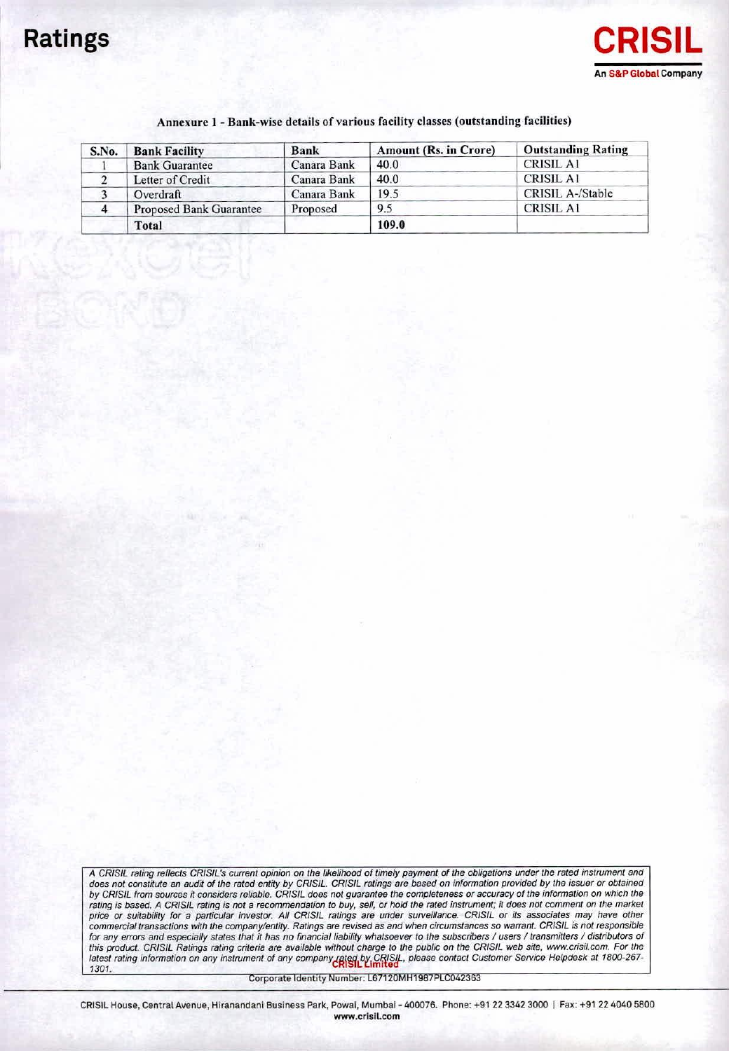### Annexure 1 - Bank-wise details of various facility classes (outstanding facilities)

| S.No. | Bank Facility | Bank | Amount (Rs. in Crore) | Outstanding Rating |
|---|---|---|---|---|
| 1 | Bank Guarantee | Canara Bank | 40.0 | CRISIL A1 |
| 2 | Letter of Credit | Canara Bank | 40.0 | CRISIL A1 |
| 3 | Overdraft | Canara Bank | 19.5 | CRISIL A-/Stable |
| 4 | Proposed Bank Guarantee | Proposed | 9.5 | CRISIL A1 |
| | **Total** | | **109.0** | |

*A CRISIL rating reflects CRISIL's current opinion on the likelihood of timely payment of the obligations under the rated instrument and does not constitute an audit of the rated entity by CRISIL. CRISIL ratings are based on information provided by the issuer or obtained by CRISIL from sources it considers reliable. CRISIL does not guarantee the completeness or accuracy of the information on which the rating is based. A CRISIL rating is not a recommendation to buy, sell, or hold the rated instrument; it does not comment on the market price or suitability for a particular investor. All CRISIL ratings are under surveillance. CRISIL or its associates may have other commercial transactions with the company/entity. Ratings are revised as and when circumstances so warrant. CRISIL is not responsible for any errors and especially states that it has no financial liability whatsoever to the subscribers / users / transmitters / distributors of this product. CRISIL Ratings rating criteria are available without charge to the public on the CRISIL web site, www.crisil.com. For the latest rating information on any instrument of any company rated by CRISIL, please contact Customer Service Helpdesk at 1800-267-1301.*

CRISIL Limited

Corporate Identity Number: L67120MH1987PLC042363

CRISIL House, Central Avenue, Hiranandani Business Park, Powai, Mumbai - 400076. Phone: +91 22 3342 3000 | Fax: +91 22 4040 5800
www.crisil.com